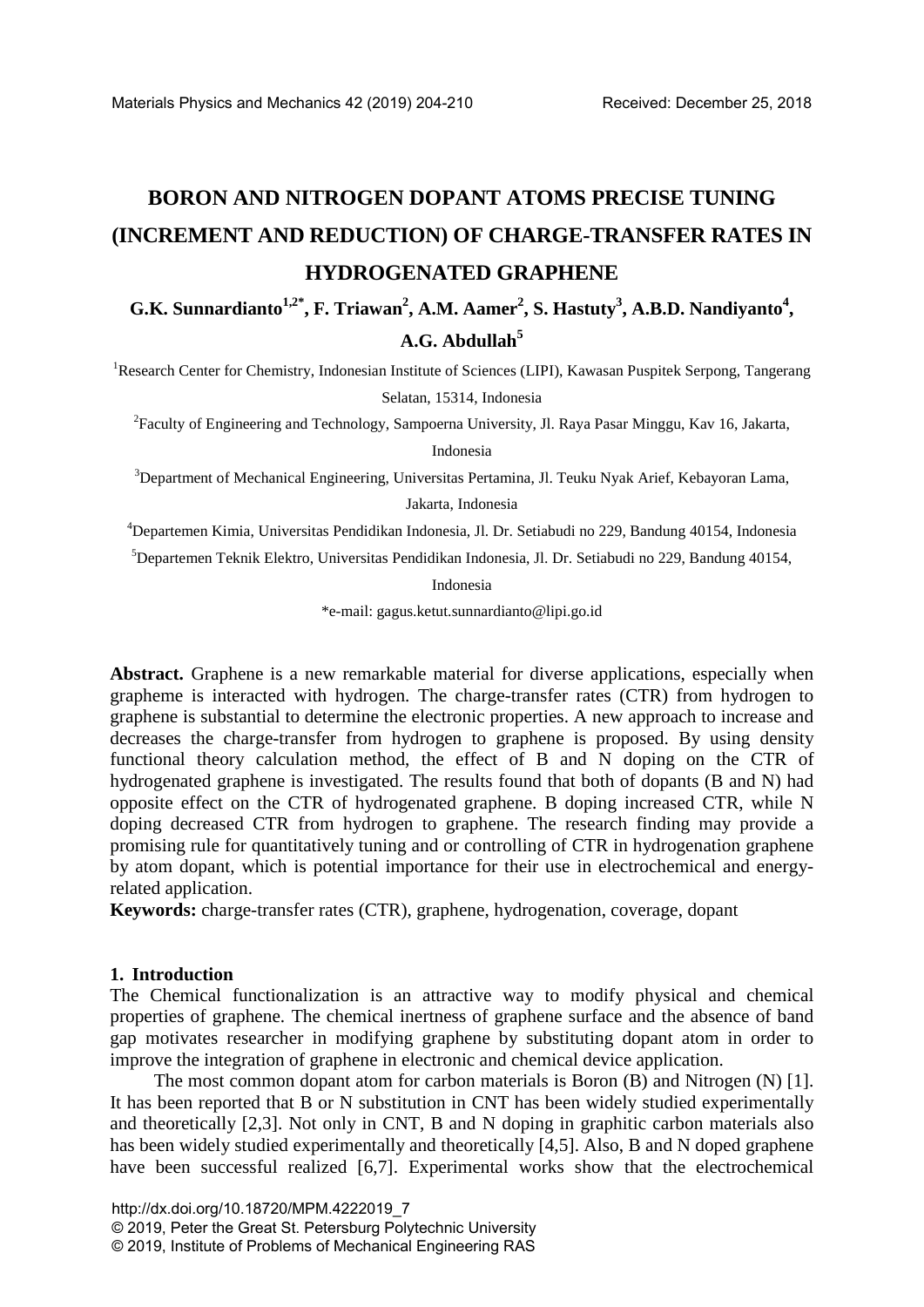# BORON AND NITROGEN DOPANT ATOMS PRECISE TUNING (INCREMENT AND REDUCTION) OF CHARGE-TRANSFER RATES IN HYDROGENATED GRAPHENE

**G.K. Sunnardianto[1,2*], F. Triawan[2], A.M. Aamer[2], S. Hastuty[3], A.B.D. Nandiyanto[4], A.G. Abdullah[5]**

[1]Research Center for Chemistry, Indonesian Institute of Sciences (LIPI), Kawasan Puspitek Serpong, Tangerang Selatan, 15314, Indonesia

[2]Faculty of Engineering and Technology, Sampoerna University, Jl. Raya Pasar Minggu, Kav 16, Jakarta, Indonesia

[3]Department of Mechanical Engineering, Universitas Pertamina, Jl. Teuku Nyak Arief, Kebayoran Lama, Jakarta, Indonesia

[4]Departemen Kimia, Universitas Pendidikan Indonesia, Jl. Dr. Setiabudi no 229, Bandung 40154, Indonesia

[5]Departemen Teknik Elektro, Universitas Pendidikan Indonesia, Jl. Dr. Setiabudi no 229, Bandung 40154, Indonesia

*e-mail: gagus.ketut.sunnardianto@lipi.go.id

**Abstract.** Graphene is a new remarkable material for diverse applications, especially when grapheme is interacted with hydrogen. The charge-transfer rates (CTR) from hydrogen to graphene is substantial to determine the electronic properties. A new approach to increase and decreases the charge-transfer from hydrogen to graphene is proposed. By using density functional theory calculation method, the effect of B and N doping on the CTR of hydrogenated graphene is investigated. The results found that both of dopants (B and N) had opposite effect on the CTR of hydrogenated graphene. B doping increased CTR, while N doping decreased CTR from hydrogen to graphene. The research finding may provide a promising rule for quantitatively tuning and or controlling of CTR in hydrogenation graphene by atom dopant, which is potential importance for their use in electrochemical and energy-related application.

**Keywords:** charge-transfer rates (CTR), graphene, hydrogenation, coverage, dopant

## 1. Introduction

The Chemical functionalization is an attractive way to modify physical and chemical properties of graphene. The chemical inertness of graphene surface and the absence of band gap motivates researcher in modifying graphene by substituting dopant atom in order to improve the integration of graphene in electronic and chemical device application.

The most common dopant atom for carbon materials is Boron (B) and Nitrogen (N) [1]. It has been reported that B or N substitution in CNT has been widely studied experimentally and theoretically [2,3]. Not only in CNT, B and N doping in graphitic carbon materials also has been widely studied experimentally and theoretically [4,5]. Also, B and N doped graphene have been successful realized [6,7]. Experimental works show that the electrochemical

http://dx.doi.org/10.18720/MPM.4222019_7

© 2019, Peter the Great St. Petersburg Polytechnic University

© 2019, Institute of Problems of Mechanical Engineering RAS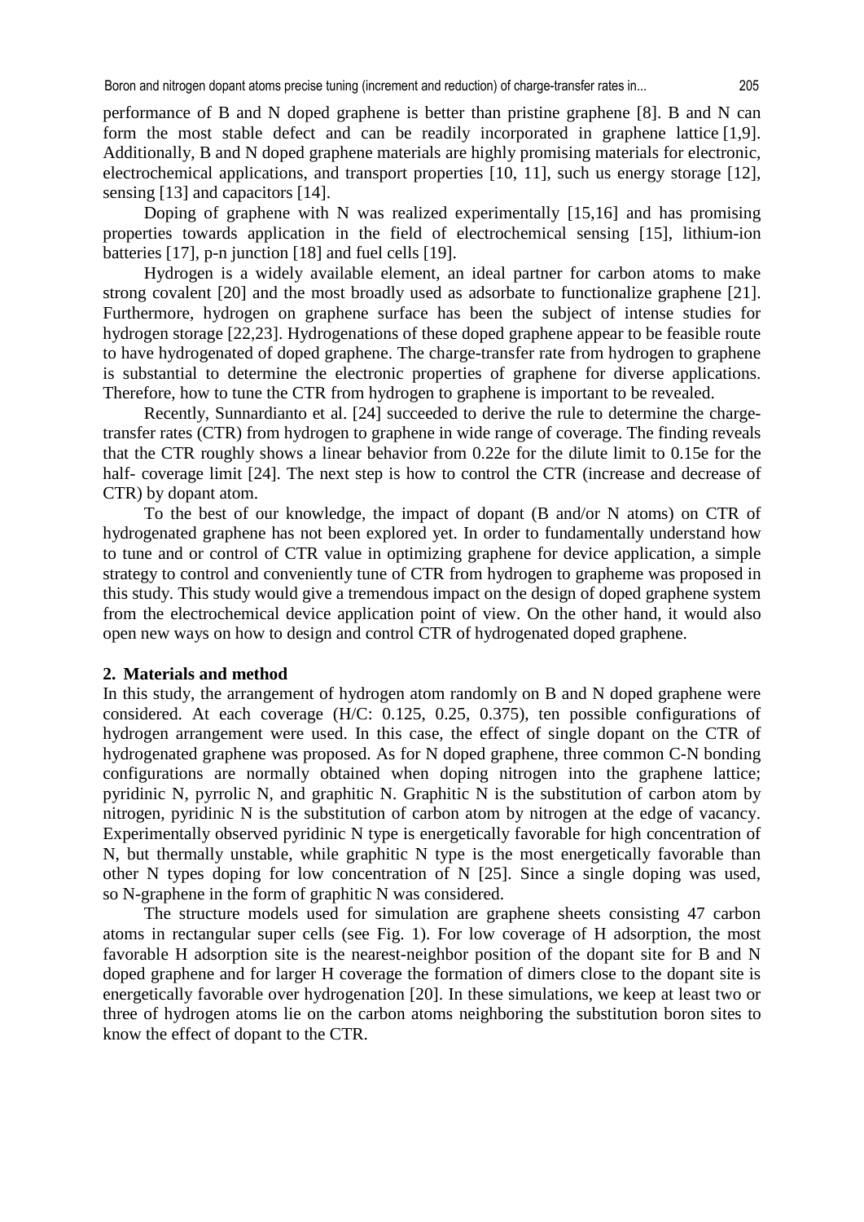performance of B and N doped graphene is better than pristine graphene [8]. B and N can form the most stable defect and can be readily incorporated in graphene lattice [1,9]. Additionally, B and N doped graphene materials are highly promising materials for electronic, electrochemical applications, and transport properties [10, 11], such us energy storage [12], sensing [13] and capacitors [14].

Doping of graphene with N was realized experimentally [15,16] and has promising properties towards application in the field of electrochemical sensing [15], lithium-ion batteries [17], p-n junction [18] and fuel cells [19].

Hydrogen is a widely available element, an ideal partner for carbon atoms to make strong covalent [20] and the most broadly used as adsorbate to functionalize graphene [21]. Furthermore, hydrogen on graphene surface has been the subject of intense studies for hydrogen storage [22,23]. Hydrogenations of these doped graphene appear to be feasible route to have hydrogenated of doped graphene. The charge-transfer rate from hydrogen to graphene is substantial to determine the electronic properties of graphene for diverse applications. Therefore, how to tune the CTR from hydrogen to graphene is important to be revealed.

Recently, Sunnardianto et al. [24] succeeded to derive the rule to determine the charge-transfer rates (CTR) from hydrogen to graphene in wide range of coverage. The finding reveals that the CTR roughly shows a linear behavior from 0.22e for the dilute limit to 0.15e for the half- coverage limit [24]. The next step is how to control the CTR (increase and decrease of CTR) by dopant atom.

To the best of our knowledge, the impact of dopant (B and/or N atoms) on CTR of hydrogenated graphene has not been explored yet. In order to fundamentally understand how to tune and or control of CTR value in optimizing graphene for device application, a simple strategy to control and conveniently tune of CTR from hydrogen to grapheme was proposed in this study. This study would give a tremendous impact on the design of doped graphene system from the electrochemical device application point of view. On the other hand, it would also open new ways on how to design and control CTR of hydrogenated doped graphene.

## 2. Materials and method

In this study, the arrangement of hydrogen atom randomly on B and N doped graphene were considered. At each coverage (H/C: 0.125, 0.25, 0.375), ten possible configurations of hydrogen arrangement were used. In this case, the effect of single dopant on the CTR of hydrogenated graphene was proposed. As for N doped graphene, three common C-N bonding configurations are normally obtained when doping nitrogen into the graphene lattice; pyridinic N, pyrrolic N, and graphitic N. Graphitic N is the substitution of carbon atom by nitrogen, pyridinic N is the substitution of carbon atom by nitrogen at the edge of vacancy. Experimentally observed pyridinic N type is energetically favorable for high concentration of N, but thermally unstable, while graphitic N type is the most energetically favorable than other N types doping for low concentration of N [25]. Since a single doping was used, so N-graphene in the form of graphitic N was considered.

The structure models used for simulation are graphene sheets consisting 47 carbon atoms in rectangular super cells (see Fig. 1). For low coverage of H adsorption, the most favorable H adsorption site is the nearest-neighbor position of the dopant site for B and N doped graphene and for larger H coverage the formation of dimers close to the dopant site is energetically favorable over hydrogenation [20]. In these simulations, we keep at least two or three of hydrogen atoms lie on the carbon atoms neighboring the substitution boron sites to know the effect of dopant to the CTR.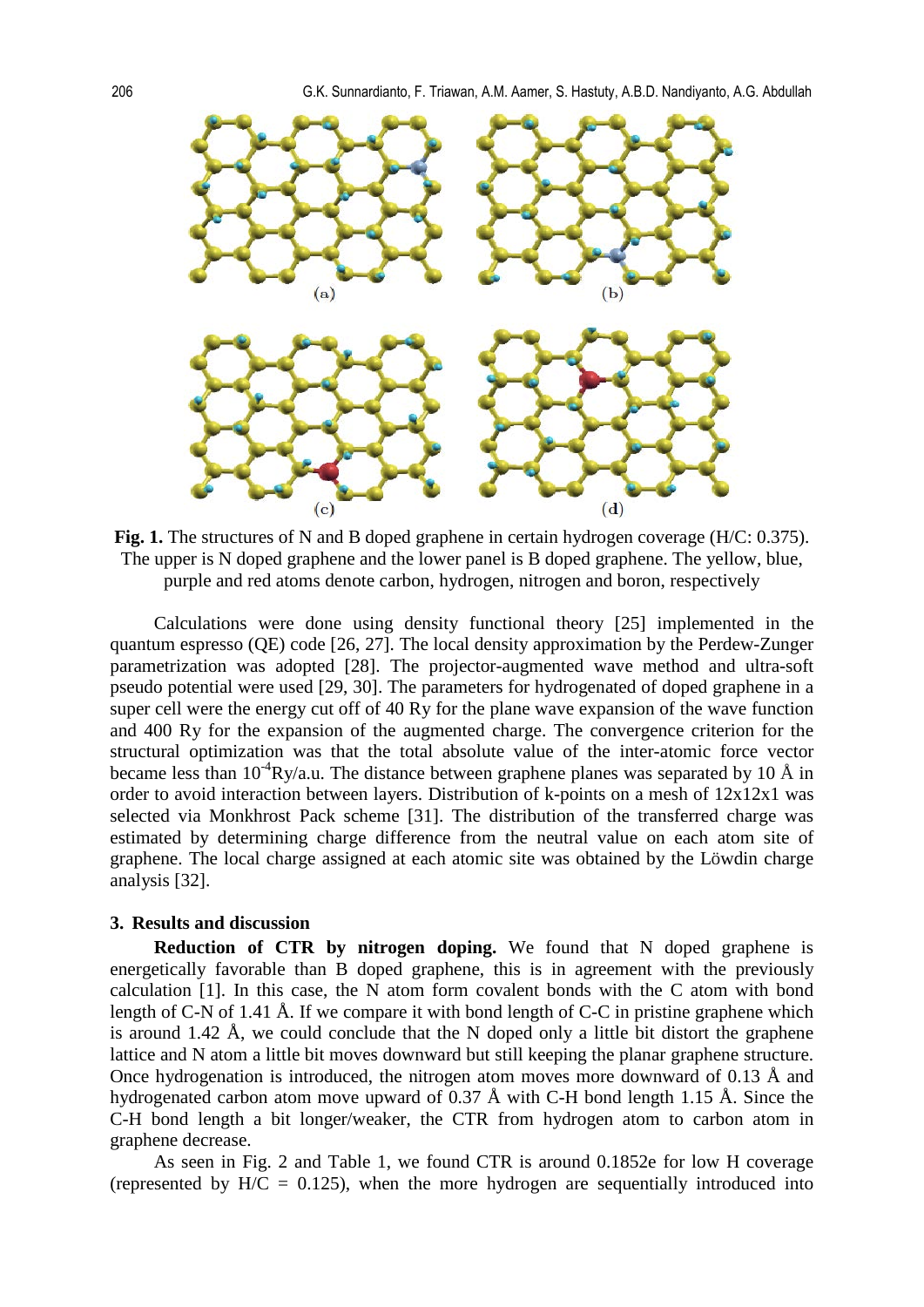**Fig. 1.** The structures of N and B doped graphene in certain hydrogen coverage (H/C: 0.375). The upper is N doped graphene and the lower panel is B doped graphene. The yellow, blue, purple and red atoms denote carbon, hydrogen, nitrogen and boron, respectively

Calculations were done using density functional theory [25] implemented in the quantum espresso (QE) code [26, 27]. The local density approximation by the Perdew-Zunger parametrization was adopted [28]. The projector-augmented wave method and ultra-soft pseudo potential were used [29, 30]. The parameters for hydrogenated of doped graphene in a super cell were the energy cut off of 40 Ry for the plane wave expansion of the wave function and 400 Ry for the expansion of the augmented charge. The convergence criterion for the structural optimization was that the total absolute value of the inter-atomic force vector became less than $10^{-4}$Ry/a.u. The distance between graphene planes was separated by 10 Å in order to avoid interaction between layers. Distribution of k-points on a mesh of 12x12x1 was selected via Monkhrost Pack scheme [31]. The distribution of the transferred charge was estimated by determining charge difference from the neutral value on each atom site of graphene. The local charge assigned at each atomic site was obtained by the Löwdin charge analysis [32].

## 3. Results and discussion

**Reduction of CTR by nitrogen doping.** We found that N doped graphene is energetically favorable than B doped graphene, this is in agreement with the previously calculation [1]. In this case, the N atom form covalent bonds with the C atom with bond length of C-N of 1.41 Å. If we compare it with bond length of C-C in pristine graphene which is around 1.42 Å, we could conclude that the N doped only a little bit distort the graphene lattice and N atom a little bit moves downward but still keeping the planar graphene structure. Once hydrogenation is introduced, the nitrogen atom moves more downward of 0.13 Å and hydrogenated carbon atom move upward of 0.37 Å with C-H bond length 1.15 Å. Since the C-H bond length a bit longer/weaker, the CTR from hydrogen atom to carbon atom in graphene decrease.

As seen in Fig. 2 and Table 1, we found CTR is around 0.1852e for low H coverage (represented by H/C = 0.125), when the more hydrogen are sequentially introduced into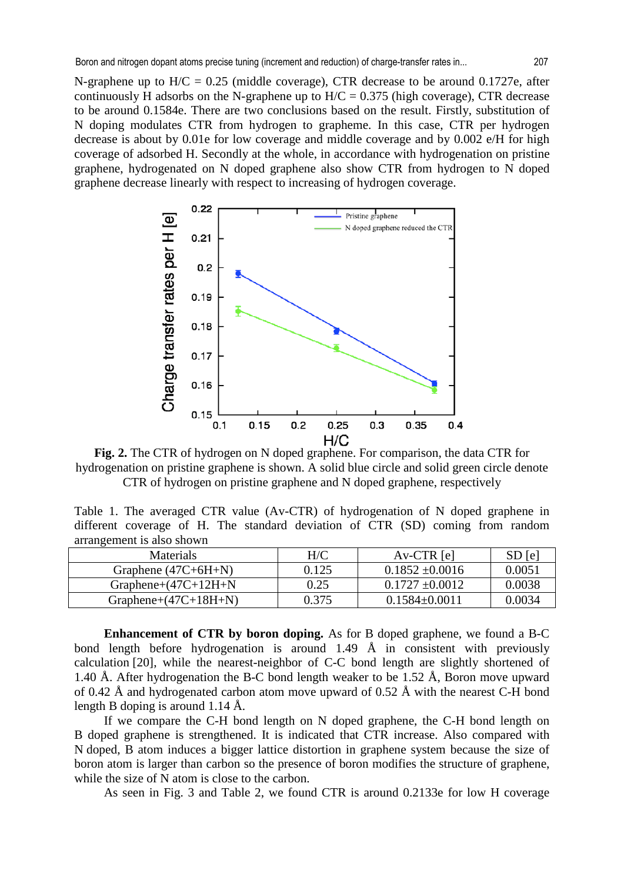N-graphene up to H/C = 0.25 (middle coverage), CTR decrease to be around 0.1727e, after continuously H adsorbs on the N-graphene up to H/C = 0.375 (high coverage), CTR decrease to be around 0.1584e. There are two conclusions based on the result. Firstly, substitution of N doping modulates CTR from hydrogen to grapheme. In this case, CTR per hydrogen decrease is about by 0.01e for low coverage and middle coverage and by 0.002 e/H for high coverage of adsorbed H. Secondly at the whole, in accordance with hydrogenation on pristine graphene, hydrogenated on N doped graphene also show CTR from hydrogen to N doped graphene decrease linearly with respect to increasing of hydrogen coverage.

**Fig. 2.** The CTR of hydrogen on N doped graphene. For comparison, the data CTR for hydrogenation on pristine graphene is shown. A solid blue circle and solid green circle denote CTR of hydrogen on pristine graphene and N doped graphene, respectively

Table 1. The averaged CTR value (Av-CTR) of hydrogenation of N doped graphene in different coverage of H. The standard deviation of CTR (SD) coming from random arrangement is also shown

| Materials | H/C | Av-CTR [e] | SD [e] |
|---|---|---|---|
| Graphene (47C+6H+N) | 0.125 | 0.1852 ±0.0016 | 0.0051 |
| Graphene+(47C+12H+N | 0.25 | 0.1727 ±0.0012 | 0.0038 |
| Graphene+(47C+18H+N) | 0.375 | 0.1584±0.0011 | 0.0034 |

**Enhancement of CTR by boron doping.** As for B doped graphene, we found a B-C bond length before hydrogenation is around 1.49 Å in consistent with previously calculation [20], while the nearest-neighbor of C-C bond length are slightly shortened of 1.40 Å. After hydrogenation the B-C bond length weaker to be 1.52 Å, Boron move upward of 0.42 Å and hydrogenated carbon atom move upward of 0.52 Å with the nearest C-H bond length B doping is around 1.14 Å.

If we compare the C-H bond length on N doped graphene, the C-H bond length on B doped graphene is strengthened. It is indicated that CTR increase. Also compared with N doped, B atom induces a bigger lattice distortion in graphene system because the size of boron atom is larger than carbon so the presence of boron modifies the structure of graphene, while the size of N atom is close to the carbon.

As seen in Fig. 3 and Table 2, we found CTR is around 0.2133e for low H coverage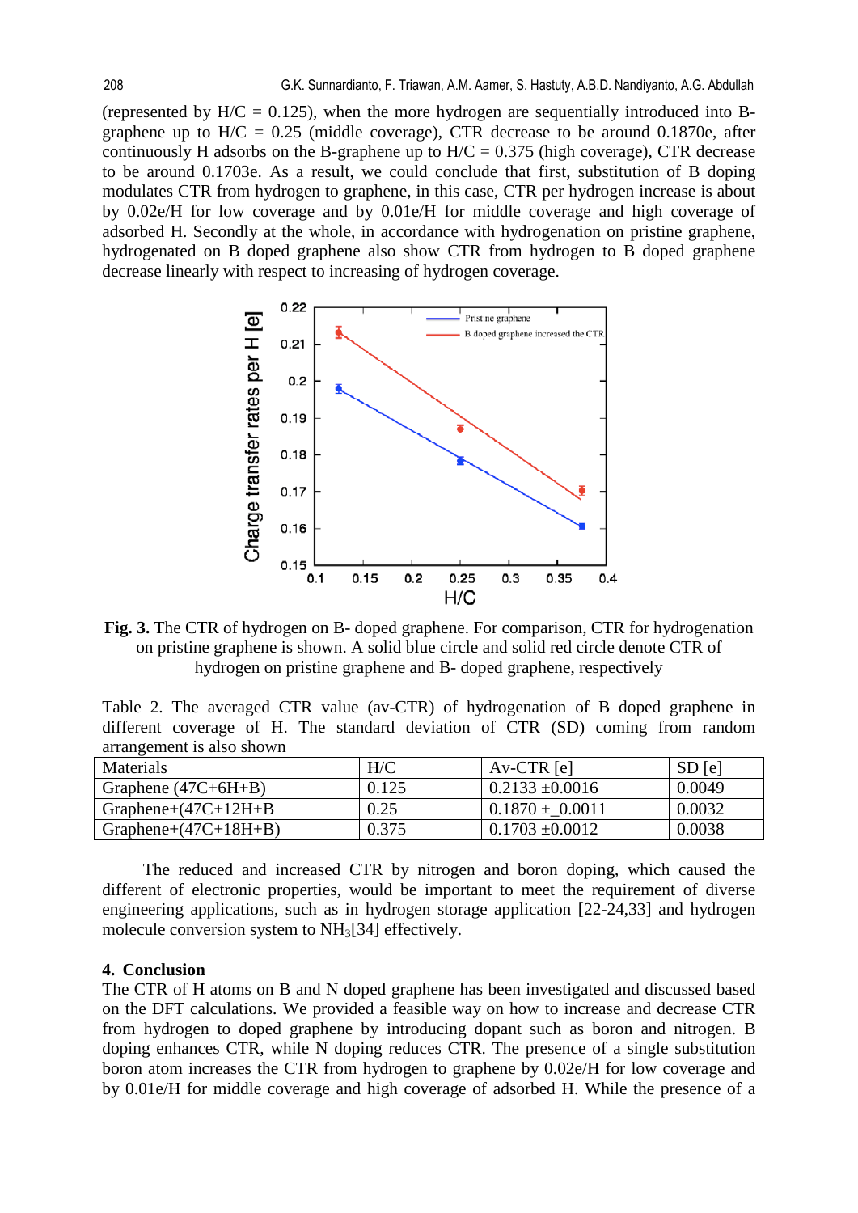(represented by H/C = 0.125), when the more hydrogen are sequentially introduced into B-graphene up to H/C = 0.25 (middle coverage), CTR decrease to be around 0.1870e, after continuously H adsorbs on the B-graphene up to H/C = 0.375 (high coverage), CTR decrease to be around 0.1703e. As a result, we could conclude that first, substitution of B doping modulates CTR from hydrogen to graphene, in this case, CTR per hydrogen increase is about by 0.02e/H for low coverage and by 0.01e/H for middle coverage and high coverage of adsorbed H. Secondly at the whole, in accordance with hydrogenation on pristine graphene, hydrogenated on B doped graphene also show CTR from hydrogen to B doped graphene decrease linearly with respect to increasing of hydrogen coverage.

**Fig. 3.** The CTR of hydrogen on B- doped graphene. For comparison, CTR for hydrogenation on pristine graphene is shown. A solid blue circle and solid red circle denote CTR of hydrogen on pristine graphene and B- doped graphene, respectively

Table 2. The averaged CTR value (av-CTR) of hydrogenation of B doped graphene in different coverage of H. The standard deviation of CTR (SD) coming from random arrangement is also shown

| Materials | H/C | Av-CTR [e] | SD [e] |
|---|---|---|---|
| Graphene (47C+6H+B) | 0.125 | 0.2133 ±0.0016 | 0.0049 |
| Graphene+(47C+12H+B | 0.25 | 0.1870 ±_0.0011 | 0.0032 |
| Graphene+(47C+18H+B) | 0.375 | 0.1703 ±0.0012 | 0.0038 |

The reduced and increased CTR by nitrogen and boron doping, which caused the different of electronic properties, would be important to meet the requirement of diverse engineering applications, such as in hydrogen storage application [22-24,33] and hydrogen molecule conversion system to $NH_3$[34] effectively.

## 4. Conclusion

The CTR of H atoms on B and N doped graphene has been investigated and discussed based on the DFT calculations. We provided a feasible way on how to increase and decrease CTR from hydrogen to doped graphene by introducing dopant such as boron and nitrogen. B doping enhances CTR, while N doping reduces CTR. The presence of a single substitution boron atom increases the CTR from hydrogen to graphene by 0.02e/H for low coverage and by 0.01e/H for middle coverage and high coverage of adsorbed H. While the presence of a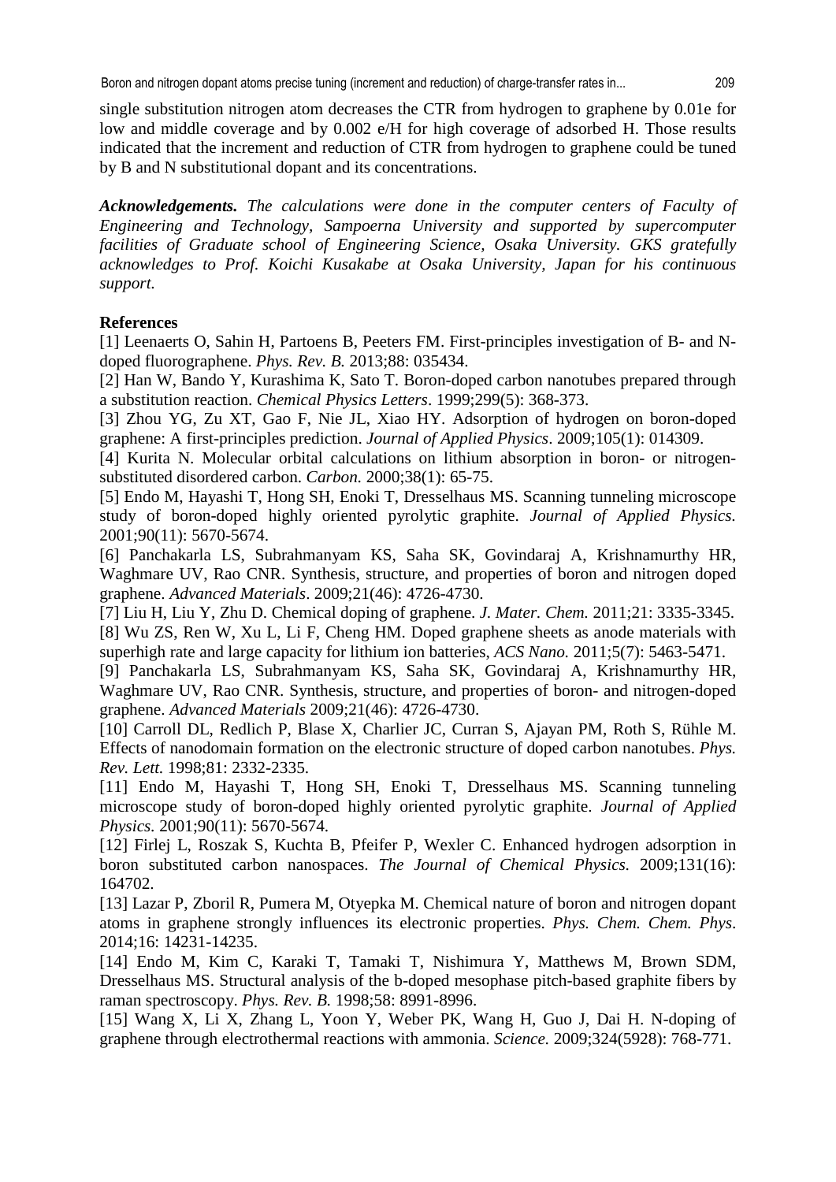single substitution nitrogen atom decreases the CTR from hydrogen to graphene by 0.01e for low and middle coverage and by 0.002 e/H for high coverage of adsorbed H. Those results indicated that the increment and reduction of CTR from hydrogen to graphene could be tuned by B and N substitutional dopant and its concentrations.

***Acknowledgements.*** *The calculations were done in the computer centers of Faculty of Engineering and Technology, Sampoerna University and supported by supercomputer facilities of Graduate school of Engineering Science, Osaka University. GKS gratefully acknowledges to Prof. Koichi Kusakabe at Osaka University, Japan for his continuous support.*

**References**

[1] Leenaerts O, Sahin H, Partoens B, Peeters FM. First-principles investigation of B- and N-doped fluorographene. *Phys. Rev. B.* 2013;88: 035434.

[2] Han W, Bando Y, Kurashima K, Sato T. Boron-doped carbon nanotubes prepared through a substitution reaction. *Chemical Physics Letters*. 1999;299(5): 368-373.

[3] Zhou YG, Zu XT, Gao F, Nie JL, Xiao HY. Adsorption of hydrogen on boron-doped graphene: A first-principles prediction. *Journal of Applied Physics*. 2009;105(1): 014309.

[4] Kurita N. Molecular orbital calculations on lithium absorption in boron- or nitrogen-substituted disordered carbon. *Carbon.* 2000;38(1): 65-75.

[5] Endo M, Hayashi T, Hong SH, Enoki T, Dresselhaus MS. Scanning tunneling microscope study of boron-doped highly oriented pyrolytic graphite. *Journal of Applied Physics.* 2001;90(11): 5670-5674.

[6] Panchakarla LS, Subrahmanyam KS, Saha SK, Govindaraj A, Krishnamurthy HR, Waghmare UV, Rao CNR. Synthesis, structure, and properties of boron and nitrogen doped graphene. *Advanced Materials*. 2009;21(46): 4726-4730.

[7] Liu H, Liu Y, Zhu D. Chemical doping of graphene. *J. Mater. Chem.* 2011;21: 3335-3345.

[8] Wu ZS, Ren W, Xu L, Li F, Cheng HM. Doped graphene sheets as anode materials with superhigh rate and large capacity for lithium ion batteries, *ACS Nano.* 2011;5(7): 5463-5471.

[9] Panchakarla LS, Subrahmanyam KS, Saha SK, Govindaraj A, Krishnamurthy HR, Waghmare UV, Rao CNR. Synthesis, structure, and properties of boron- and nitrogen-doped graphene. *Advanced Materials* 2009;21(46): 4726-4730.

[10] Carroll DL, Redlich P, Blase X, Charlier JC, Curran S, Ajayan PM, Roth S, Rühle M. Effects of nanodomain formation on the electronic structure of doped carbon nanotubes. *Phys. Rev. Lett.* 1998;81: 2332-2335.

[11] Endo M, Hayashi T, Hong SH, Enoki T, Dresselhaus MS. Scanning tunneling microscope study of boron-doped highly oriented pyrolytic graphite. *Journal of Applied Physics.* 2001;90(11): 5670-5674.

[12] Firlej L, Roszak S, Kuchta B, Pfeifer P, Wexler C. Enhanced hydrogen adsorption in boron substituted carbon nanospaces. *The Journal of Chemical Physics.* 2009;131(16): 164702.

[13] Lazar P, Zboril R, Pumera M, Otyepka M. Chemical nature of boron and nitrogen dopant atoms in graphene strongly influences its electronic properties. *Phys. Chem. Chem. Phys*. 2014;16: 14231-14235.

[14] Endo M, Kim C, Karaki T, Tamaki T, Nishimura Y, Matthews M, Brown SDM, Dresselhaus MS. Structural analysis of the b-doped mesophase pitch-based graphite fibers by raman spectroscopy. *Phys. Rev. B.* 1998;58: 8991-8996.

[15] Wang X, Li X, Zhang L, Yoon Y, Weber PK, Wang H, Guo J, Dai H. N-doping of graphene through electrothermal reactions with ammonia. *Science.* 2009;324(5928): 768-771.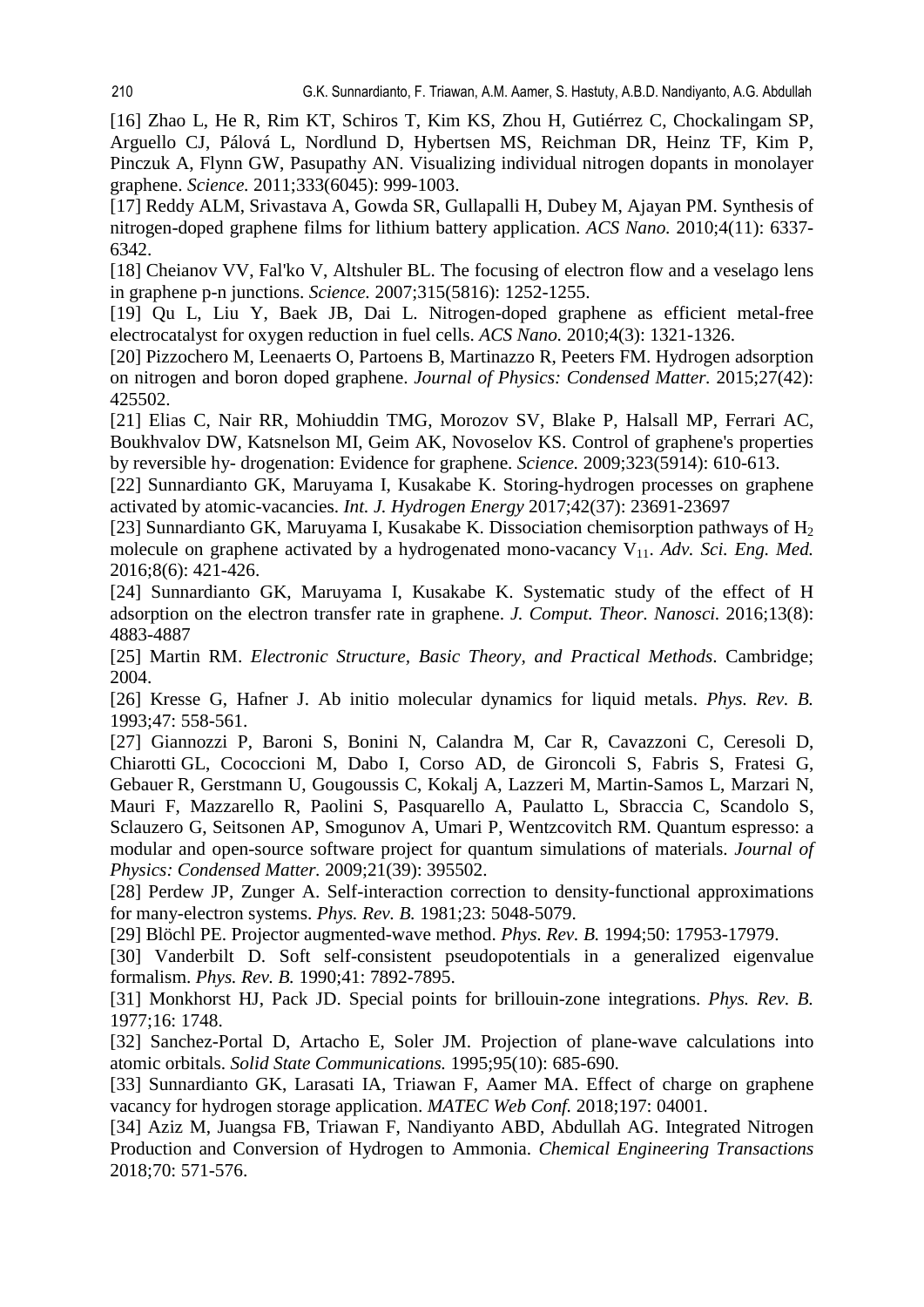[16] Zhao L, He R, Rim KT, Schiros T, Kim KS, Zhou H, Gutiérrez C, Chockalingam SP, Arguello CJ, Pálová L, Nordlund D, Hybertsen MS, Reichman DR, Heinz TF, Kim P, Pinczuk A, Flynn GW, Pasupathy AN. Visualizing individual nitrogen dopants in monolayer graphene. *Science.* 2011;333(6045): 999-1003.

[17] Reddy ALM, Srivastava A, Gowda SR, Gullapalli H, Dubey M, Ajayan PM. Synthesis of nitrogen-doped graphene films for lithium battery application. *ACS Nano.* 2010;4(11): 6337-6342.

[18] Cheianov VV, Fal'ko V, Altshuler BL. The focusing of electron flow and a veselago lens in graphene p-n junctions. *Science.* 2007;315(5816): 1252-1255.

[19] Qu L, Liu Y, Baek JB, Dai L. Nitrogen-doped graphene as efficient metal-free electrocatalyst for oxygen reduction in fuel cells. *ACS Nano.* 2010;4(3): 1321-1326.

[20] Pizzochero M, Leenaerts O, Partoens B, Martinazzo R, Peeters FM. Hydrogen adsorption on nitrogen and boron doped graphene. *Journal of Physics: Condensed Matter.* 2015;27(42): 425502.

[21] Elias C, Nair RR, Mohiuddin TMG, Morozov SV, Blake P, Halsall MP, Ferrari AC, Boukhvalov DW, Katsnelson MI, Geim AK, Novoselov KS. Control of graphene's properties by reversible hy- drogenation: Evidence for graphene. *Science.* 2009;323(5914): 610-613.

[22] Sunnardianto GK, Maruyama I, Kusakabe K. Storing-hydrogen processes on graphene activated by atomic-vacancies. *Int. J. Hydrogen Energy* 2017;42(37): 23691-23697

[23] Sunnardianto GK, Maruyama I, Kusakabe K. Dissociation chemisorption pathways of $H_2$ molecule on graphene activated by a hydrogenated mono-vacancy $V_{11}$. *Adv. Sci. Eng. Med.* 2016;8(6): 421-426.

[24] Sunnardianto GK, Maruyama I, Kusakabe K. Systematic study of the effect of H adsorption on the electron transfer rate in graphene. *J. Comput. Theor. Nanosci.* 2016;13(8): 4883-4887

[25] Martin RM. *Electronic Structure, Basic Theory, and Practical Methods*. Cambridge; 2004.

[26] Kresse G, Hafner J. Ab initio molecular dynamics for liquid metals. *Phys. Rev. B.* 1993;47: 558-561.

[27] Giannozzi P, Baroni S, Bonini N, Calandra M, Car R, Cavazzoni C, Ceresoli D, Chiarotti GL, Cococcioni M, Dabo I, Corso AD, de Gironcoli S, Fabris S, Fratesi G, Gebauer R, Gerstmann U, Gougoussis C, Kokalj A, Lazzeri M, Martin-Samos L, Marzari N, Mauri F, Mazzarello R, Paolini S, Pasquarello A, Paulatto L, Sbraccia C, Scandolo S, Sclauzero G, Seitsonen AP, Smogunov A, Umari P, Wentzcovitch RM. Quantum espresso: a modular and open-source software project for quantum simulations of materials. *Journal of Physics: Condensed Matter.* 2009;21(39): 395502.

[28] Perdew JP, Zunger A. Self-interaction correction to density-functional approximations for many-electron systems. *Phys. Rev. B.* 1981;23: 5048-5079.

[29] Blöchl PE. Projector augmented-wave method. *Phys. Rev. B.* 1994;50: 17953-17979.

[30] Vanderbilt D. Soft self-consistent pseudopotentials in a generalized eigenvalue formalism. *Phys. Rev. B.* 1990;41: 7892-7895.

[31] Monkhorst HJ, Pack JD. Special points for brillouin-zone integrations. *Phys. Rev. B.* 1977;16: 1748.

[32] Sanchez-Portal D, Artacho E, Soler JM. Projection of plane-wave calculations into atomic orbitals. *Solid State Communications.* 1995;95(10): 685-690.

[33] Sunnardianto GK, Larasati IA, Triawan F, Aamer MA. Effect of charge on graphene vacancy for hydrogen storage application. *MATEC Web Conf.* 2018;197: 04001.

[34] Aziz M, Juangsa FB, Triawan F, Nandiyanto ABD, Abdullah AG. Integrated Nitrogen Production and Conversion of Hydrogen to Ammonia. *Chemical Engineering Transactions* 2018;70: 571-576.